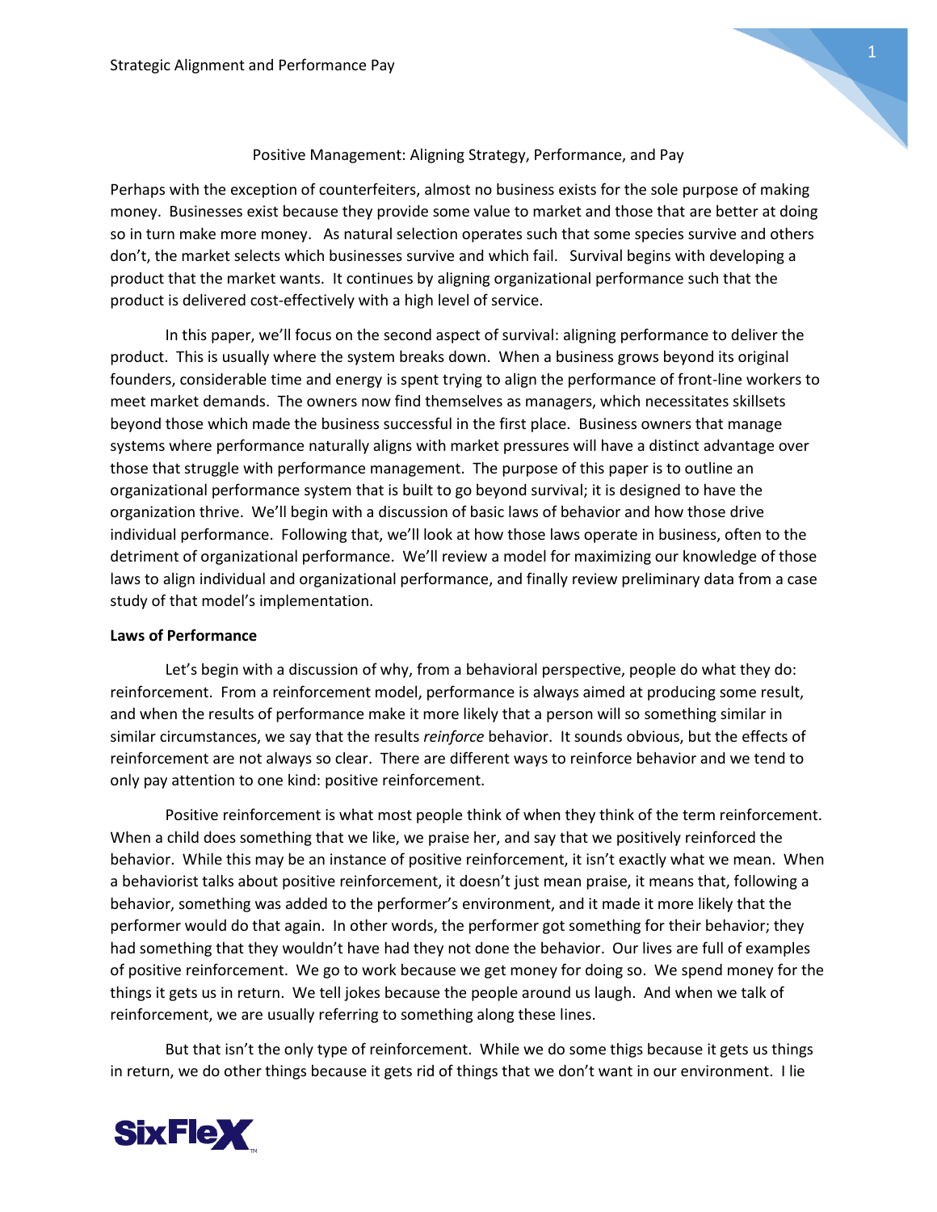Positive Management: Aligning Strategy, Performance, and Pay

Perhaps with the exception of counterfeiters, almost no business exists for the sole purpose of making money. Businesses exist because they provide some value to market and those that are better at doing so in turn make more money. As natural selection operates such that some species survive and others don't, the market selects which businesses survive and which fail. Survival begins with developing a product that the market wants. It continues by aligning organizational performance such that the product is delivered cost-effectively with a high level of service.

In this paper, we'll focus on the second aspect of survival: aligning performance to deliver the product. This is usually where the system breaks down. When a business grows beyond its original founders, considerable time and energy is spent trying to align the performance of front-line workers to meet market demands. The owners now find themselves as managers, which necessitates skillsets beyond those which made the business successful in the first place. Business owners that manage systems where performance naturally aligns with market pressures will have a distinct advantage over those that struggle with performance management. The purpose of this paper is to outline an organizational performance system that is built to go beyond survival; it is designed to have the organization thrive. We'll begin with a discussion of basic laws of behavior and how those drive individual performance. Following that, we'll look at how those laws operate in business, often to the detriment of organizational performance. We'll review a model for maximizing our knowledge of those laws to align individual and organizational performance, and finally review preliminary data from a case study of that model's implementation.

**Laws of Performance**

Let's begin with a discussion of why, from a behavioral perspective, people do what they do: reinforcement. From a reinforcement model, performance is always aimed at producing some result, and when the results of performance make it more likely that a person will so something similar in similar circumstances, we say that the results *reinforce* behavior. It sounds obvious, but the effects of reinforcement are not always so clear. There are different ways to reinforce behavior and we tend to only pay attention to one kind: positive reinforcement.

Positive reinforcement is what most people think of when they think of the term reinforcement. When a child does something that we like, we praise her, and say that we positively reinforced the behavior. While this may be an instance of positive reinforcement, it isn't exactly what we mean. When a behaviorist talks about positive reinforcement, it doesn't just mean praise, it means that, following a behavior, something was added to the performer's environment, and it made it more likely that the performer would do that again. In other words, the performer got something for their behavior; they had something that they wouldn't have had they not done the behavior. Our lives are full of examples of positive reinforcement. We go to work because we get money for doing so. We spend money for the things it gets us in return. We tell jokes because the people around us laugh. And when we talk of reinforcement, we are usually referring to something along these lines.

But that isn't the only type of reinforcement. While we do some thigs because it gets us things in return, we do other things because it gets rid of things that we don't want in our environment. I lie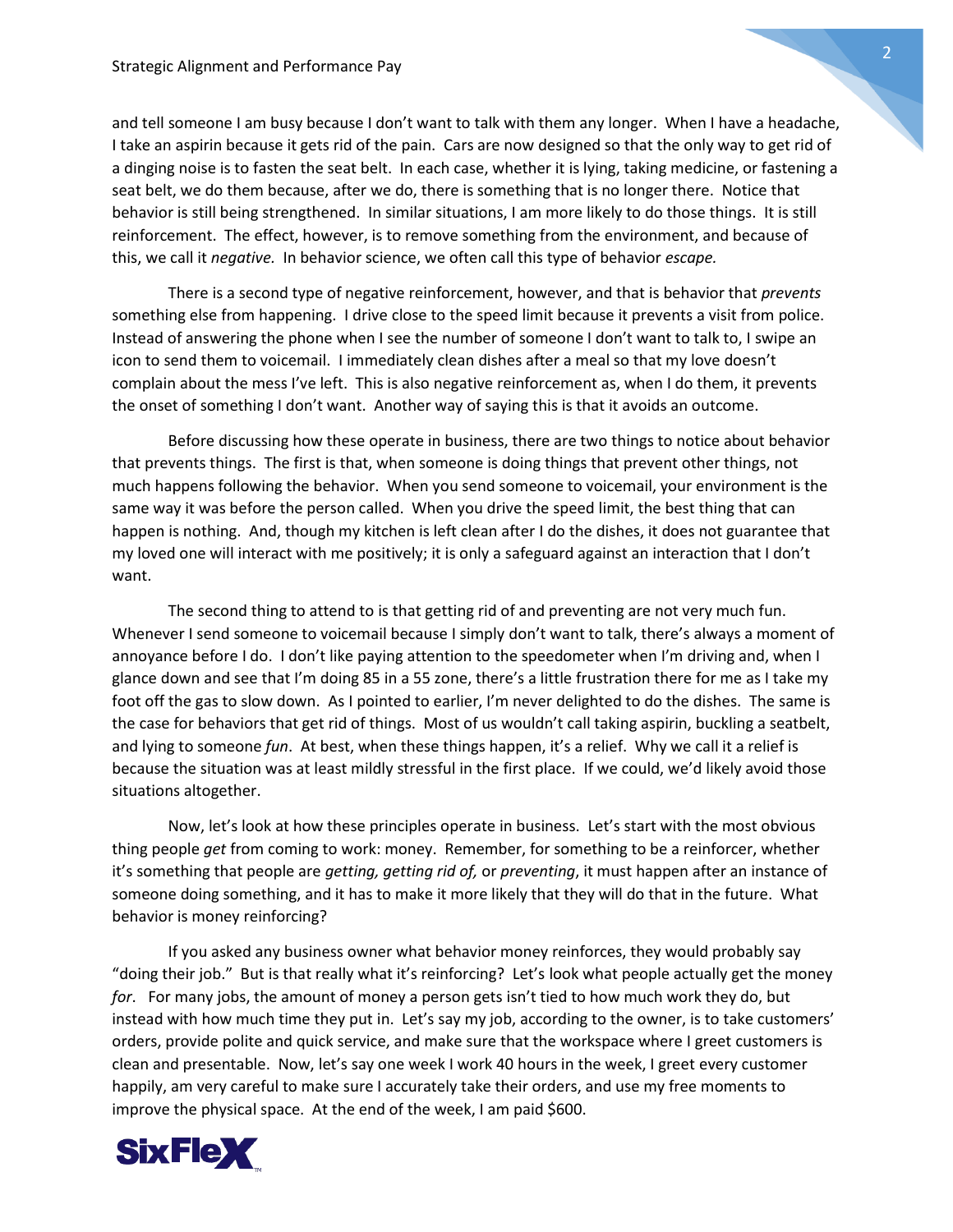and tell someone I am busy because I don't want to talk with them any longer. When I have a headache, I take an aspirin because it gets rid of the pain. Cars are now designed so that the only way to get rid of a dinging noise is to fasten the seat belt. In each case, whether it is lying, taking medicine, or fastening a seat belt, we do them because, after we do, there is something that is no longer there. Notice that behavior is still being strengthened. In similar situations, I am more likely to do those things. It is still reinforcement. The effect, however, is to remove something from the environment, and because of this, we call it *negative.* In behavior science, we often call this type of behavior *escape.*

There is a second type of negative reinforcement, however, and that is behavior that *prevents* something else from happening. I drive close to the speed limit because it prevents a visit from police. Instead of answering the phone when I see the number of someone I don't want to talk to, I swipe an icon to send them to voicemail. I immediately clean dishes after a meal so that my love doesn't complain about the mess I've left. This is also negative reinforcement as, when I do them, it prevents the onset of something I don't want. Another way of saying this is that it avoids an outcome.

Before discussing how these operate in business, there are two things to notice about behavior that prevents things. The first is that, when someone is doing things that prevent other things, not much happens following the behavior. When you send someone to voicemail, your environment is the same way it was before the person called. When you drive the speed limit, the best thing that can happen is nothing. And, though my kitchen is left clean after I do the dishes, it does not guarantee that my loved one will interact with me positively; it is only a safeguard against an interaction that I don't want.

The second thing to attend to is that getting rid of and preventing are not very much fun. Whenever I send someone to voicemail because I simply don't want to talk, there's always a moment of annoyance before I do. I don't like paying attention to the speedometer when I'm driving and, when I glance down and see that I'm doing 85 in a 55 zone, there's a little frustration there for me as I take my foot off the gas to slow down. As I pointed to earlier, I'm never delighted to do the dishes. The same is the case for behaviors that get rid of things. Most of us wouldn't call taking aspirin, buckling a seatbelt, and lying to someone *fun*. At best, when these things happen, it's a relief. Why we call it a relief is because the situation was at least mildly stressful in the first place. If we could, we'd likely avoid those situations altogether.

Now, let's look at how these principles operate in business. Let's start with the most obvious thing people *get* from coming to work: money. Remember, for something to be a reinforcer, whether it's something that people are *getting, getting rid of,* or *preventing*, it must happen after an instance of someone doing something, and it has to make it more likely that they will do that in the future. What behavior is money reinforcing?

If you asked any business owner what behavior money reinforces, they would probably say "doing their job." But is that really what it's reinforcing? Let's look what people actually get the money *for*. For many jobs, the amount of money a person gets isn't tied to how much work they do, but instead with how much time they put in. Let's say my job, according to the owner, is to take customers' orders, provide polite and quick service, and make sure that the workspace where I greet customers is clean and presentable. Now, let's say one week I work 40 hours in the week, I greet every customer happily, am very careful to make sure I accurately take their orders, and use my free moments to improve the physical space. At the end of the week, I am paid $600.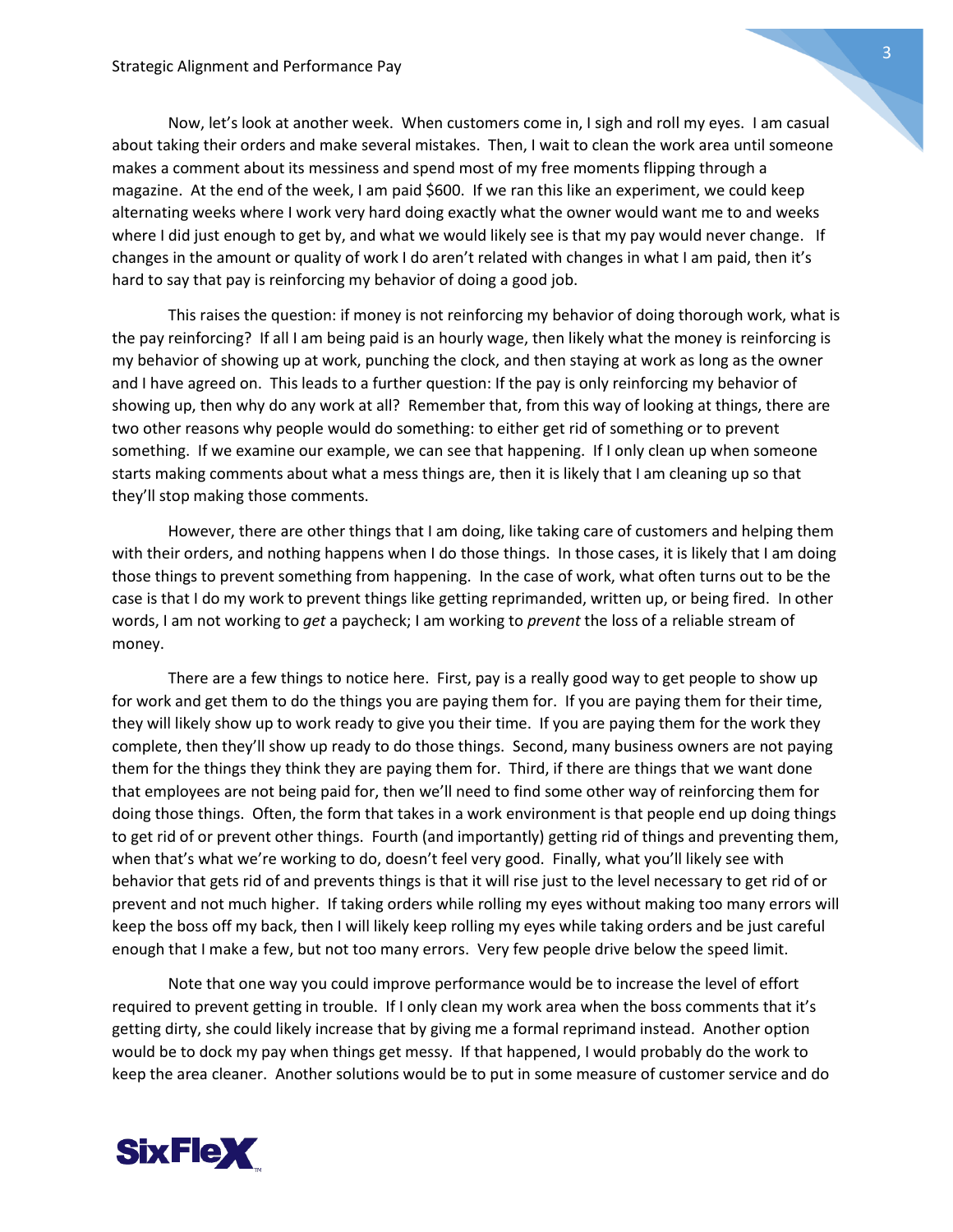Now, let's look at another week. When customers come in, I sigh and roll my eyes. I am casual about taking their orders and make several mistakes. Then, I wait to clean the work area until someone makes a comment about its messiness and spend most of my free moments flipping through a magazine. At the end of the week, I am paid $600. If we ran this like an experiment, we could keep alternating weeks where I work very hard doing exactly what the owner would want me to and weeks where I did just enough to get by, and what we would likely see is that my pay would never change. If changes in the amount or quality of work I do aren't related with changes in what I am paid, then it's hard to say that pay is reinforcing my behavior of doing a good job.

This raises the question: if money is not reinforcing my behavior of doing thorough work, what is the pay reinforcing? If all I am being paid is an hourly wage, then likely what the money is reinforcing is my behavior of showing up at work, punching the clock, and then staying at work as long as the owner and I have agreed on. This leads to a further question: If the pay is only reinforcing my behavior of showing up, then why do any work at all? Remember that, from this way of looking at things, there are two other reasons why people would do something: to either get rid of something or to prevent something. If we examine our example, we can see that happening. If I only clean up when someone starts making comments about what a mess things are, then it is likely that I am cleaning up so that they'll stop making those comments.

However, there are other things that I am doing, like taking care of customers and helping them with their orders, and nothing happens when I do those things. In those cases, it is likely that I am doing those things to prevent something from happening. In the case of work, what often turns out to be the case is that I do my work to prevent things like getting reprimanded, written up, or being fired. In other words, I am not working to *get* a paycheck; I am working to *prevent* the loss of a reliable stream of money.

There are a few things to notice here. First, pay is a really good way to get people to show up for work and get them to do the things you are paying them for. If you are paying them for their time, they will likely show up to work ready to give you their time. If you are paying them for the work they complete, then they'll show up ready to do those things. Second, many business owners are not paying them for the things they think they are paying them for. Third, if there are things that we want done that employees are not being paid for, then we'll need to find some other way of reinforcing them for doing those things. Often, the form that takes in a work environment is that people end up doing things to get rid of or prevent other things. Fourth (and importantly) getting rid of things and preventing them, when that's what we're working to do, doesn't feel very good. Finally, what you'll likely see with behavior that gets rid of and prevents things is that it will rise just to the level necessary to get rid of or prevent and not much higher. If taking orders while rolling my eyes without making too many errors will keep the boss off my back, then I will likely keep rolling my eyes while taking orders and be just careful enough that I make a few, but not too many errors. Very few people drive below the speed limit.

Note that one way you could improve performance would be to increase the level of effort required to prevent getting in trouble. If I only clean my work area when the boss comments that it's getting dirty, she could likely increase that by giving me a formal reprimand instead. Another option would be to dock my pay when things get messy. If that happened, I would probably do the work to keep the area cleaner. Another solutions would be to put in some measure of customer service and do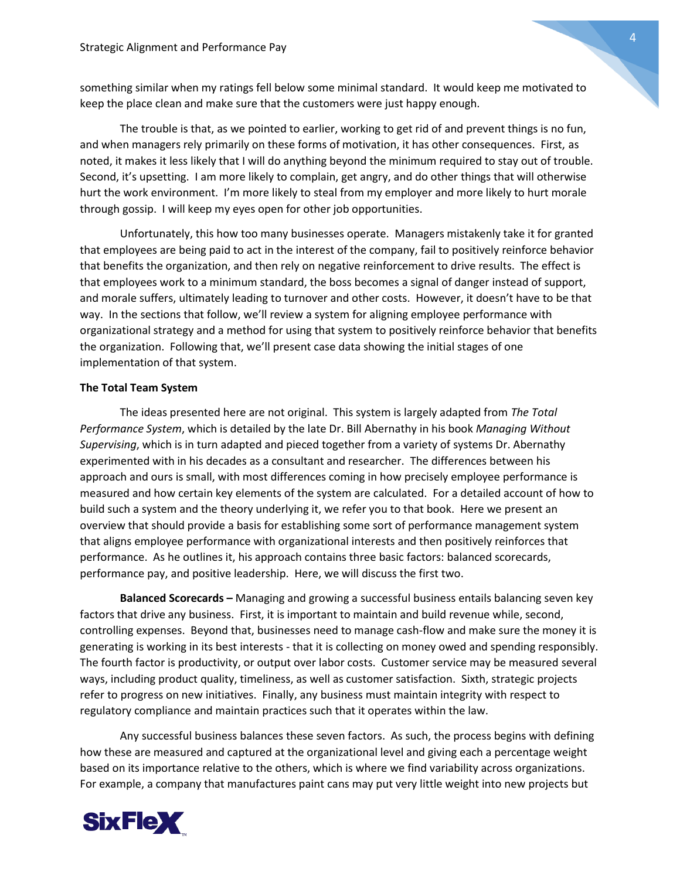something similar when my ratings fell below some minimal standard. It would keep me motivated to keep the place clean and make sure that the customers were just happy enough.

The trouble is that, as we pointed to earlier, working to get rid of and prevent things is no fun, and when managers rely primarily on these forms of motivation, it has other consequences. First, as noted, it makes it less likely that I will do anything beyond the minimum required to stay out of trouble. Second, it's upsetting. I am more likely to complain, get angry, and do other things that will otherwise hurt the work environment. I'm more likely to steal from my employer and more likely to hurt morale through gossip. I will keep my eyes open for other job opportunities.

Unfortunately, this how too many businesses operate. Managers mistakenly take it for granted that employees are being paid to act in the interest of the company, fail to positively reinforce behavior that benefits the organization, and then rely on negative reinforcement to drive results. The effect is that employees work to a minimum standard, the boss becomes a signal of danger instead of support, and morale suffers, ultimately leading to turnover and other costs. However, it doesn't have to be that way. In the sections that follow, we'll review a system for aligning employee performance with organizational strategy and a method for using that system to positively reinforce behavior that benefits the organization. Following that, we'll present case data showing the initial stages of one implementation of that system.

**The Total Team System**

The ideas presented here are not original. This system is largely adapted from *The Total Performance System*, which is detailed by the late Dr. Bill Abernathy in his book *Managing Without Supervising*, which is in turn adapted and pieced together from a variety of systems Dr. Abernathy experimented with in his decades as a consultant and researcher. The differences between his approach and ours is small, with most differences coming in how precisely employee performance is measured and how certain key elements of the system are calculated. For a detailed account of how to build such a system and the theory underlying it, we refer you to that book. Here we present an overview that should provide a basis for establishing some sort of performance management system that aligns employee performance with organizational interests and then positively reinforces that performance. As he outlines it, his approach contains three basic factors: balanced scorecards, performance pay, and positive leadership. Here, we will discuss the first two.

**Balanced Scorecards –** Managing and growing a successful business entails balancing seven key factors that drive any business. First, it is important to maintain and build revenue while, second, controlling expenses. Beyond that, businesses need to manage cash-flow and make sure the money it is generating is working in its best interests - that it is collecting on money owed and spending responsibly. The fourth factor is productivity, or output over labor costs. Customer service may be measured several ways, including product quality, timeliness, as well as customer satisfaction. Sixth, strategic projects refer to progress on new initiatives. Finally, any business must maintain integrity with respect to regulatory compliance and maintain practices such that it operates within the law.

Any successful business balances these seven factors. As such, the process begins with defining how these are measured and captured at the organizational level and giving each a percentage weight based on its importance relative to the others, which is where we find variability across organizations. For example, a company that manufactures paint cans may put very little weight into new projects but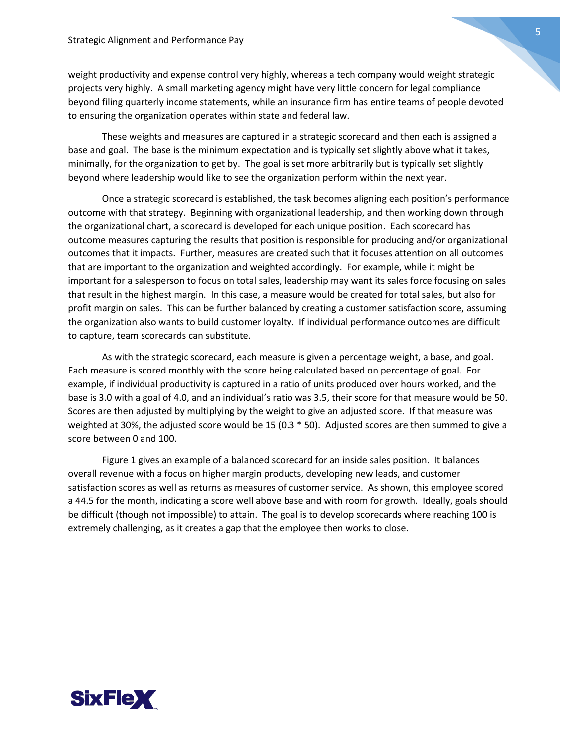weight productivity and expense control very highly, whereas a tech company would weight strategic projects very highly. A small marketing agency might have very little concern for legal compliance beyond filing quarterly income statements, while an insurance firm has entire teams of people devoted to ensuring the organization operates within state and federal law.

These weights and measures are captured in a strategic scorecard and then each is assigned a base and goal. The base is the minimum expectation and is typically set slightly above what it takes, minimally, for the organization to get by. The goal is set more arbitrarily but is typically set slightly beyond where leadership would like to see the organization perform within the next year.

Once a strategic scorecard is established, the task becomes aligning each position's performance outcome with that strategy. Beginning with organizational leadership, and then working down through the organizational chart, a scorecard is developed for each unique position. Each scorecard has outcome measures capturing the results that position is responsible for producing and/or organizational outcomes that it impacts. Further, measures are created such that it focuses attention on all outcomes that are important to the organization and weighted accordingly. For example, while it might be important for a salesperson to focus on total sales, leadership may want its sales force focusing on sales that result in the highest margin. In this case, a measure would be created for total sales, but also for profit margin on sales. This can be further balanced by creating a customer satisfaction score, assuming the organization also wants to build customer loyalty. If individual performance outcomes are difficult to capture, team scorecards can substitute.

As with the strategic scorecard, each measure is given a percentage weight, a base, and goal. Each measure is scored monthly with the score being calculated based on percentage of goal. For example, if individual productivity is captured in a ratio of units produced over hours worked, and the base is 3.0 with a goal of 4.0, and an individual's ratio was 3.5, their score for that measure would be 50. Scores are then adjusted by multiplying by the weight to give an adjusted score. If that measure was weighted at 30%, the adjusted score would be 15 (0.3 * 50). Adjusted scores are then summed to give a score between 0 and 100.

Figure 1 gives an example of a balanced scorecard for an inside sales position. It balances overall revenue with a focus on higher margin products, developing new leads, and customer satisfaction scores as well as returns as measures of customer service. As shown, this employee scored a 44.5 for the month, indicating a score well above base and with room for growth. Ideally, goals should be difficult (though not impossible) to attain. The goal is to develop scorecards where reaching 100 is extremely challenging, as it creates a gap that the employee then works to close.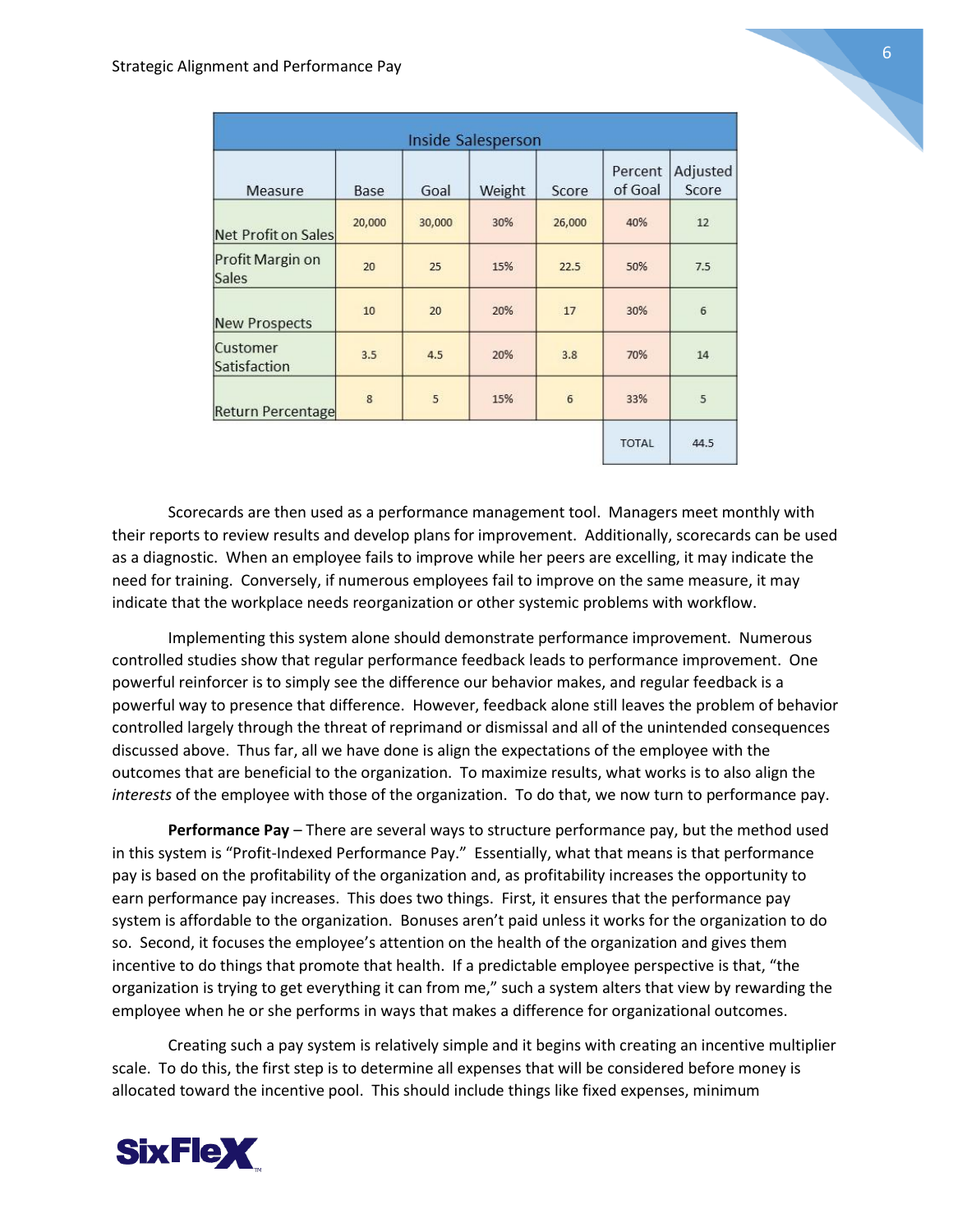| Inside Salesperson | | | | | | |
|---|---|---|---|---|---|---|
| Measure | Base | Goal | Weight | Score | Percent of Goal | Adjusted Score |
| Net Profit on Sales | 20,000 | 30,000 | 30% | 26,000 | 40% | 12 |
| Profit Margin on Sales | 20 | 25 | 15% | 22.5 | 50% | 7.5 |
| New Prospects | 10 | 20 | 20% | 17 | 30% | 6 |
| Customer Satisfaction | 3.5 | 4.5 | 20% | 3.8 | 70% | 14 |
| Return Percentage | 8 | 5 | 15% | 6 | 33% | 5 |
| | | | | | TOTAL | 44.5 |

Scorecards are then used as a performance management tool. Managers meet monthly with their reports to review results and develop plans for improvement. Additionally, scorecards can be used as a diagnostic. When an employee fails to improve while her peers are excelling, it may indicate the need for training. Conversely, if numerous employees fail to improve on the same measure, it may indicate that the workplace needs reorganization or other systemic problems with workflow.

Implementing this system alone should demonstrate performance improvement. Numerous controlled studies show that regular performance feedback leads to performance improvement. One powerful reinforcer is to simply see the difference our behavior makes, and regular feedback is a powerful way to presence that difference. However, feedback alone still leaves the problem of behavior controlled largely through the threat of reprimand or dismissal and all of the unintended consequences discussed above. Thus far, all we have done is align the expectations of the employee with the outcomes that are beneficial to the organization. To maximize results, what works is to also align the *interests* of the employee with those of the organization. To do that, we now turn to performance pay.

**Performance Pay** – There are several ways to structure performance pay, but the method used in this system is "Profit-Indexed Performance Pay." Essentially, what that means is that performance pay is based on the profitability of the organization and, as profitability increases the opportunity to earn performance pay increases. This does two things. First, it ensures that the performance pay system is affordable to the organization. Bonuses aren't paid unless it works for the organization to do so. Second, it focuses the employee's attention on the health of the organization and gives them incentive to do things that promote that health. If a predictable employee perspective is that, "the organization is trying to get everything it can from me," such a system alters that view by rewarding the employee when he or she performs in ways that makes a difference for organizational outcomes.

Creating such a pay system is relatively simple and it begins with creating an incentive multiplier scale. To do this, the first step is to determine all expenses that will be considered before money is allocated toward the incentive pool. This should include things like fixed expenses, minimum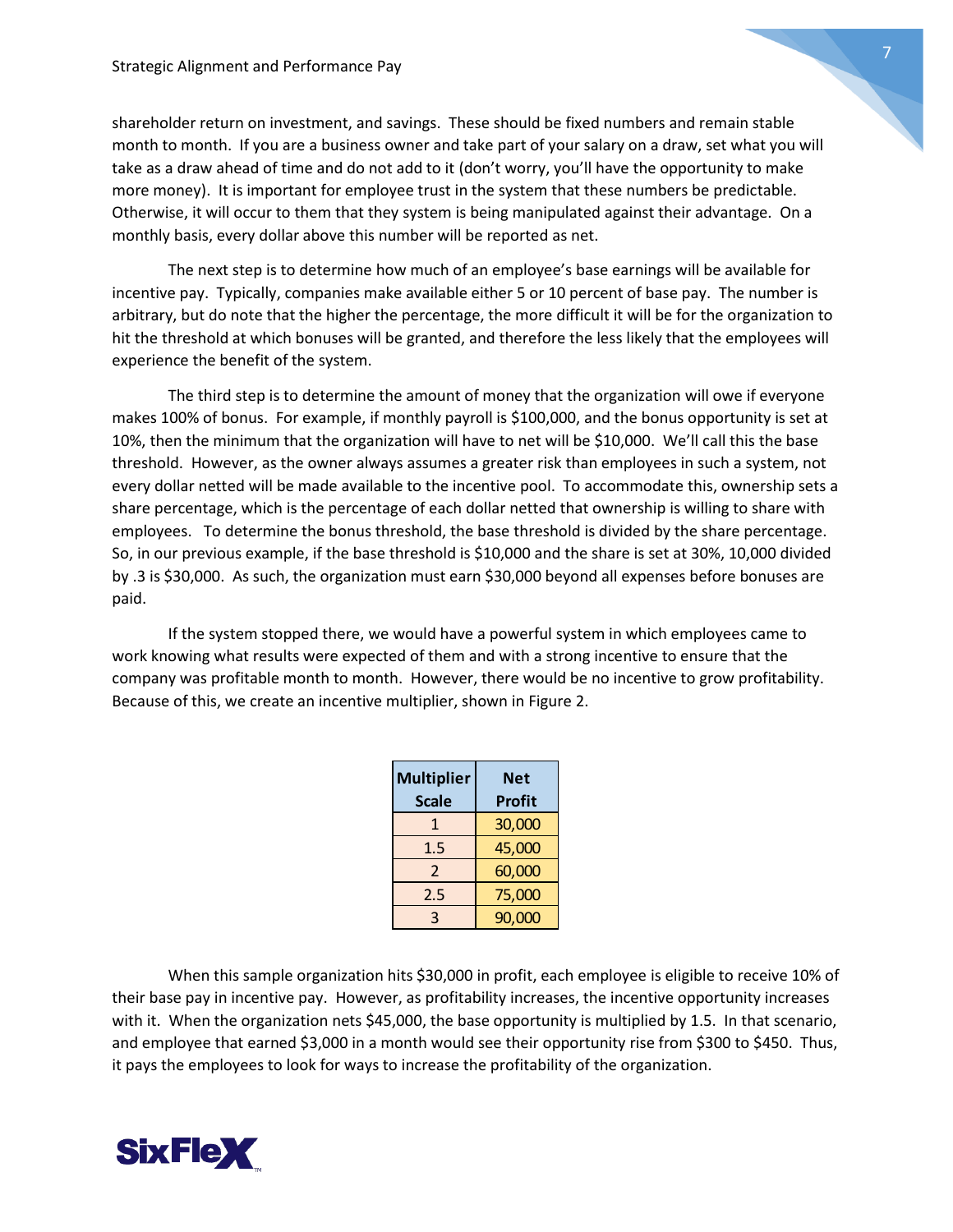shareholder return on investment, and savings. These should be fixed numbers and remain stable month to month. If you are a business owner and take part of your salary on a draw, set what you will take as a draw ahead of time and do not add to it (don't worry, you'll have the opportunity to make more money). It is important for employee trust in the system that these numbers be predictable. Otherwise, it will occur to them that they system is being manipulated against their advantage. On a monthly basis, every dollar above this number will be reported as net.

The next step is to determine how much of an employee's base earnings will be available for incentive pay. Typically, companies make available either 5 or 10 percent of base pay. The number is arbitrary, but do note that the higher the percentage, the more difficult it will be for the organization to hit the threshold at which bonuses will be granted, and therefore the less likely that the employees will experience the benefit of the system.

The third step is to determine the amount of money that the organization will owe if everyone makes 100% of bonus. For example, if monthly payroll is $100,000, and the bonus opportunity is set at 10%, then the minimum that the organization will have to net will be $10,000. We'll call this the base threshold. However, as the owner always assumes a greater risk than employees in such a system, not every dollar netted will be made available to the incentive pool. To accommodate this, ownership sets a share percentage, which is the percentage of each dollar netted that ownership is willing to share with employees. To determine the bonus threshold, the base threshold is divided by the share percentage. So, in our previous example, if the base threshold is $10,000 and the share is set at 30%, 10,000 divided by .3 is $30,000. As such, the organization must earn $30,000 beyond all expenses before bonuses are paid.

If the system stopped there, we would have a powerful system in which employees came to work knowing what results were expected of them and with a strong incentive to ensure that the company was profitable month to month. However, there would be no incentive to grow profitability. Because of this, we create an incentive multiplier, shown in Figure 2.

| Multiplier Scale | Net Profit |
|---|---|
| 1 | 30,000 |
| 1.5 | 45,000 |
| 2 | 60,000 |
| 2.5 | 75,000 |
| 3 | 90,000 |

When this sample organization hits $30,000 in profit, each employee is eligible to receive 10% of their base pay in incentive pay. However, as profitability increases, the incentive opportunity increases with it. When the organization nets $45,000, the base opportunity is multiplied by 1.5. In that scenario, and employee that earned $3,000 in a month would see their opportunity rise from $300 to $450. Thus, it pays the employees to look for ways to increase the profitability of the organization.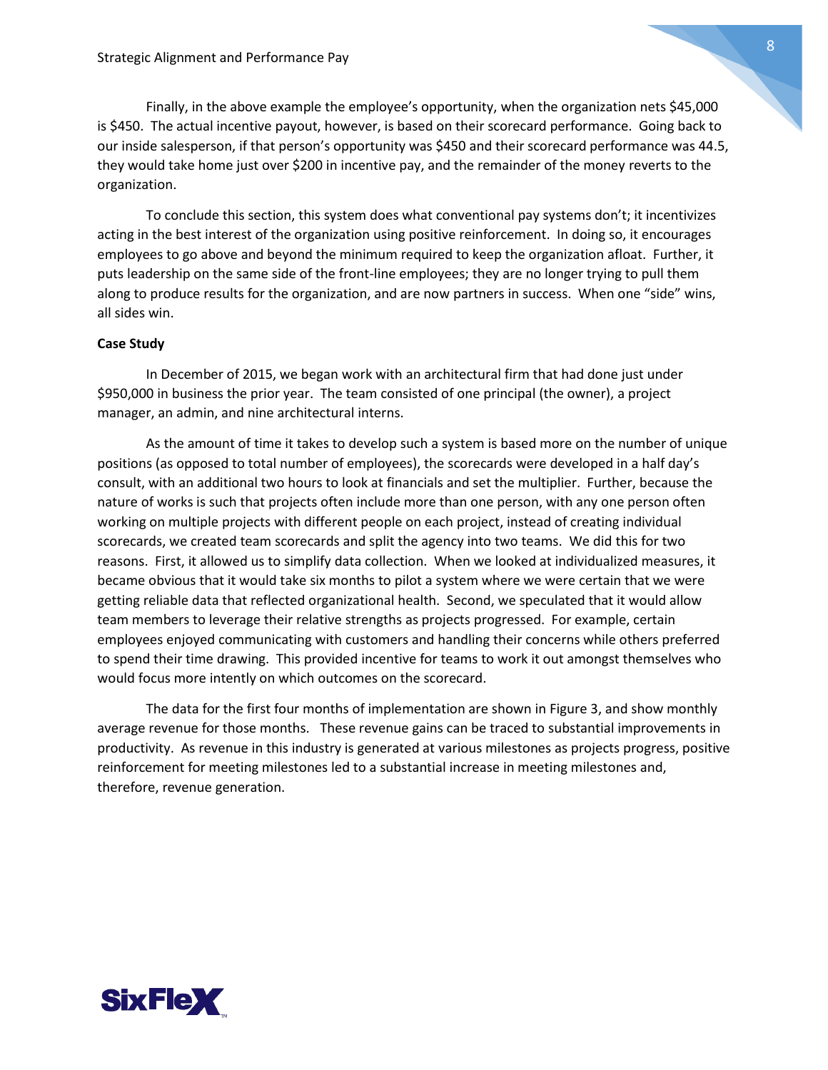Finally, in the above example the employee's opportunity, when the organization nets $45,000 is $450. The actual incentive payout, however, is based on their scorecard performance. Going back to our inside salesperson, if that person's opportunity was $450 and their scorecard performance was 44.5, they would take home just over $200 in incentive pay, and the remainder of the money reverts to the organization.

To conclude this section, this system does what conventional pay systems don't; it incentivizes acting in the best interest of the organization using positive reinforcement. In doing so, it encourages employees to go above and beyond the minimum required to keep the organization afloat. Further, it puts leadership on the same side of the front-line employees; they are no longer trying to pull them along to produce results for the organization, and are now partners in success. When one "side" wins, all sides win.

**Case Study**

In December of 2015, we began work with an architectural firm that had done just under $950,000 in business the prior year. The team consisted of one principal (the owner), a project manager, an admin, and nine architectural interns.

As the amount of time it takes to develop such a system is based more on the number of unique positions (as opposed to total number of employees), the scorecards were developed in a half day's consult, with an additional two hours to look at financials and set the multiplier. Further, because the nature of works is such that projects often include more than one person, with any one person often working on multiple projects with different people on each project, instead of creating individual scorecards, we created team scorecards and split the agency into two teams. We did this for two reasons. First, it allowed us to simplify data collection. When we looked at individualized measures, it became obvious that it would take six months to pilot a system where we were certain that we were getting reliable data that reflected organizational health. Second, we speculated that it would allow team members to leverage their relative strengths as projects progressed. For example, certain employees enjoyed communicating with customers and handling their concerns while others preferred to spend their time drawing. This provided incentive for teams to work it out amongst themselves who would focus more intently on which outcomes on the scorecard.

The data for the first four months of implementation are shown in Figure 3, and show monthly average revenue for those months. These revenue gains can be traced to substantial improvements in productivity. As revenue in this industry is generated at various milestones as projects progress, positive reinforcement for meeting milestones led to a substantial increase in meeting milestones and, therefore, revenue generation.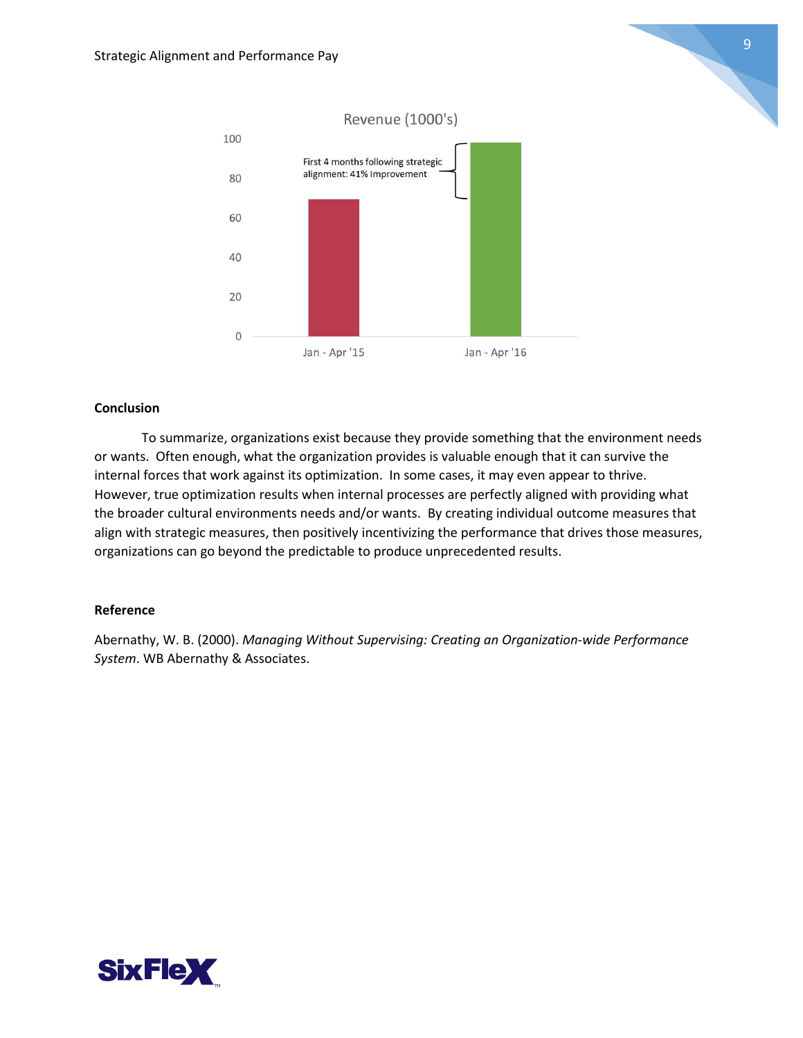Revenue (1000's)

100

80

60

40

20

0

First 4 months following strategic alignment: 41% Improvement

Jan - Apr '15

Jan - Apr '16

**Conclusion**

To summarize, organizations exist because they provide something that the environment needs or wants. Often enough, what the organization provides is valuable enough that it can survive the internal forces that work against its optimization. In some cases, it may even appear to thrive. However, true optimization results when internal processes are perfectly aligned with providing what the broader cultural environments needs and/or wants. By creating individual outcome measures that align with strategic measures, then positively incentivizing the performance that drives those measures, organizations can go beyond the predictable to produce unprecedented results.

**Reference**

Abernathy, W. B. (2000). *Managing Without Supervising: Creating an Organization-wide Performance System*. WB Abernathy & Associates.